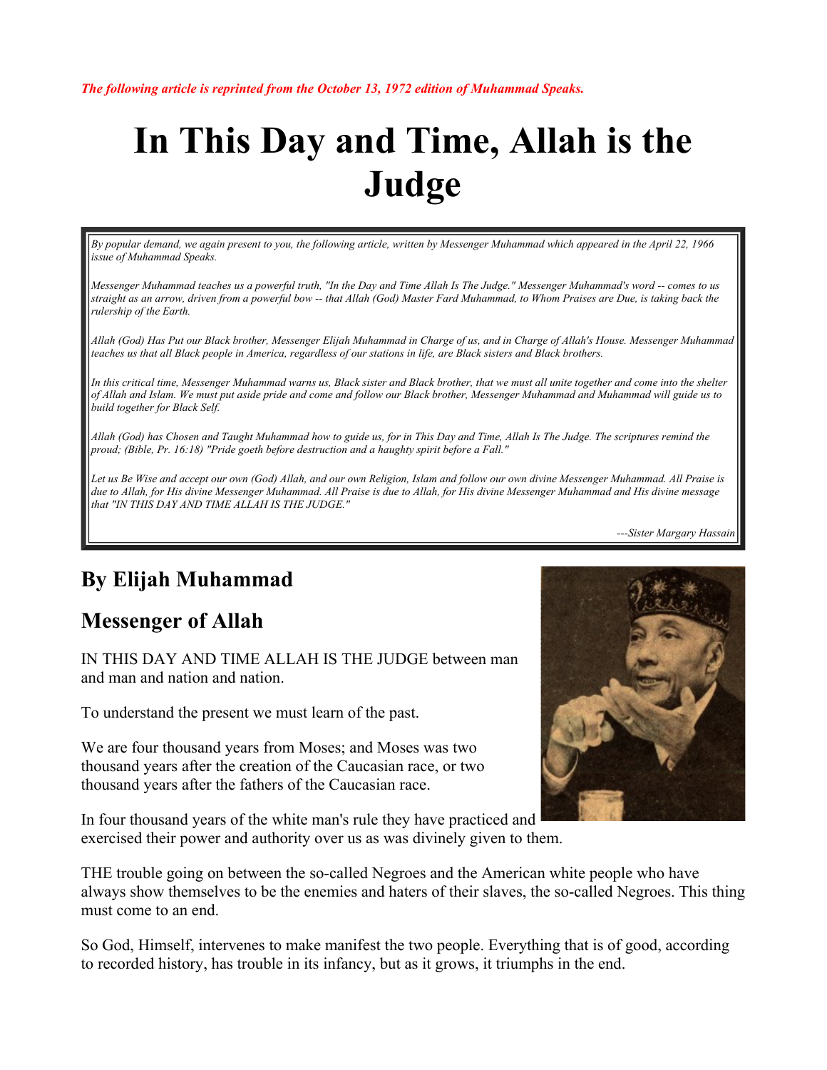*The following article is reprinted from the October 13, 1972 edition of Muhammad Speaks.*

# In This Day and Time, Allah is the Judge

*By popular demand, we again present to you, the following article, written by Messenger Muhammad which appeared in the April 22, 1966 issue of Muhammad Speaks.*

*Messenger Muhammad teaches us a powerful truth, "In the Day and Time Allah Is The Judge." Messenger Muhammad's word -- comes to us straight as an arrow, driven from a powerful bow -- that Allah (God) Master Fard Muhammad, to Whom Praises are Due, is taking back the rulership of the Earth.*

*Allah (God) Has Put our Black brother, Messenger Elijah Muhammad in Charge of us, and in Charge of Allah's House. Messenger Muhammad teaches us that all Black people in America, regardless of our stations in life, are Black sisters and Black brothers.*

*In this critical time, Messenger Muhammad warns us, Black sister and Black brother, that we must all unite together and come into the shelter of Allah and Islam. We must put aside pride and come and follow our Black brother, Messenger Muhammad and Muhammad will guide us to build together for Black Self.*

*Allah (God) has Chosen and Taught Muhammad how to guide us, for in This Day and Time, Allah Is The Judge. The scriptures remind the proud; (Bible, Pr. 16:18) "Pride goeth before destruction and a haughty spirit before a Fall."*

*Let us Be Wise and accept our own (God) Allah, and our own Religion, Islam and follow our own divine Messenger Muhammad. All Praise is due to Allah, for His divine Messenger Muhammad. All Praise is due to Allah, for His divine Messenger Muhammad and His divine message that "IN THIS DAY AND TIME ALLAH IS THE JUDGE."*

*---Sister Margary Hassain*

## By Elijah Muhammad

## Messenger of Allah

IN THIS DAY AND TIME ALLAH IS THE JUDGE between man and man and nation and nation.

To understand the present we must learn of the past.

We are four thousand years from Moses; and Moses was two thousand years after the creation of the Caucasian race, or two thousand years after the fathers of the Caucasian race.

In four thousand years of the white man's rule they have practiced and exercised their power and authority over us as was divinely given to them.

THE trouble going on between the so-called Negroes and the American white people who have always show themselves to be the enemies and haters of their slaves, the so-called Negroes. This thing must come to an end.

So God, Himself, intervenes to make manifest the two people. Everything that is of good, according to recorded history, has trouble in its infancy, but as it grows, it triumphs in the end.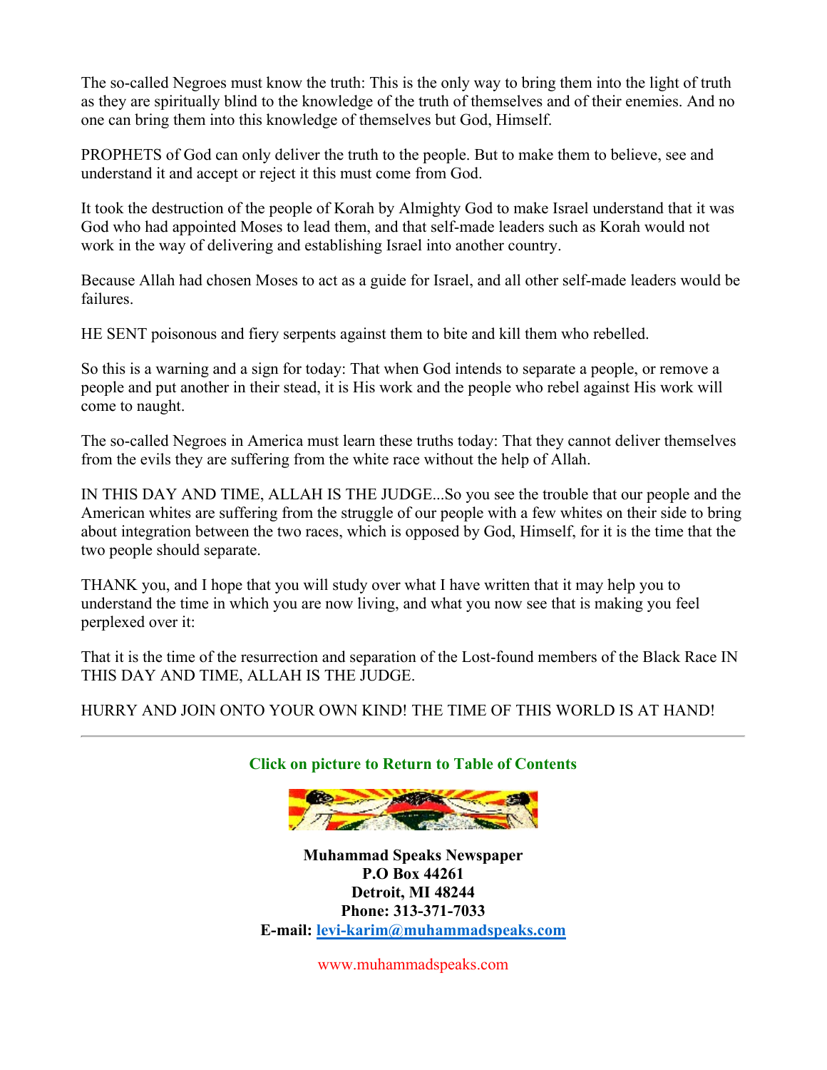The so-called Negroes must know the truth: This is the only way to bring them into the light of truth as they are spiritually blind to the knowledge of the truth of themselves and of their enemies. And no one can bring them into this knowledge of themselves but God, Himself.

PROPHETS of God can only deliver the truth to the people. But to make them to believe, see and understand it and accept or reject it this must come from God.

It took the destruction of the people of Korah by Almighty God to make Israel understand that it was God who had appointed Moses to lead them, and that self-made leaders such as Korah would not work in the way of delivering and establishing Israel into another country.

Because Allah had chosen Moses to act as a guide for Israel, and all other self-made leaders would be failures.

HE SENT poisonous and fiery serpents against them to bite and kill them who rebelled.

So this is a warning and a sign for today: That when God intends to separate a people, or remove a people and put another in their stead, it is His work and the people who rebel against His work will come to naught.

The so-called Negroes in America must learn these truths today: That they cannot deliver themselves from the evils they are suffering from the white race without the help of Allah.

IN THIS DAY AND TIME, ALLAH IS THE JUDGE...So you see the trouble that our people and the American whites are suffering from the struggle of our people with a few whites on their side to bring about integration between the two races, which is opposed by God, Himself, for it is the time that the two people should separate.

THANK you, and I hope that you will study over what I have written that it may help you to understand the time in which you are now living, and what you now see that is making you feel perplexed over it:

That it is the time of the resurrection and separation of the Lost-found members of the Black Race IN THIS DAY AND TIME, ALLAH IS THE JUDGE.

HURRY AND JOIN ONTO YOUR OWN KIND! THE TIME OF THIS WORLD IS AT HAND!

---

**Click on picture to Return to Table of Contents**

**Muhammad Speaks Newspaper**
**P.O Box 44261**
**Detroit, MI 48244**
**Phone: 313-371-7033**
**E-mail: levi-karim@muhammadspeaks.com**

www.muhammadspeaks.com